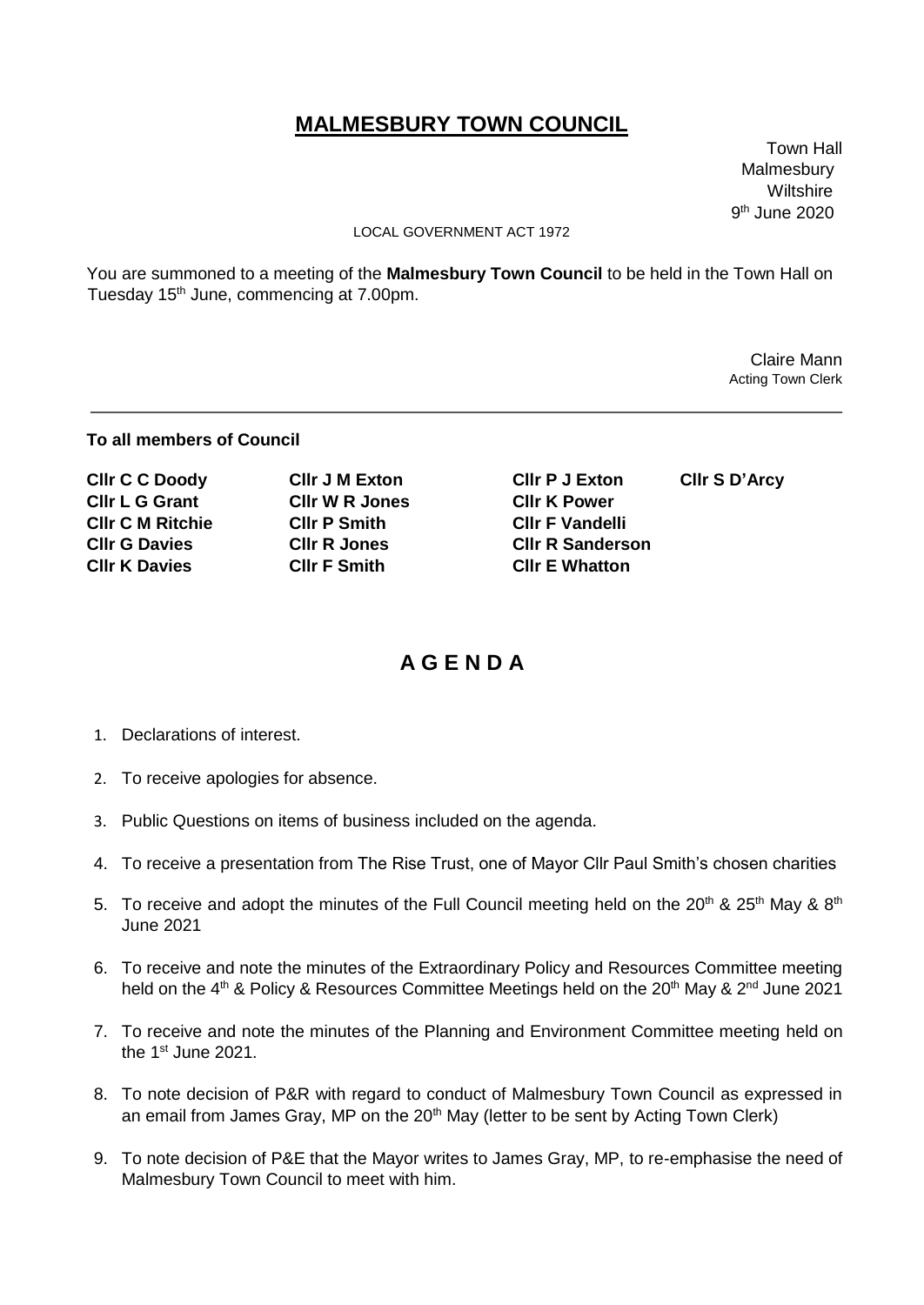# MALMESBURY TOWN COUNCIL

Town Hall
Malmesbury
Wiltshire
9th June 2020

LOCAL GOVERNMENT ACT 1972

You are summoned to a meeting of the **Malmesbury Town Council** to be held in the Town Hall on Tuesday 15th June, commencing at 7.00pm.

Claire Mann
Acting Town Clerk

---

**To all members of Council**

| | | | |
|---|---|---|---|
| **Cllr C C Doody** | **Cllr J M Exton** | **Cllr P J Exton** | **Cllr S D'Arcy** |
| **Cllr L G Grant** | **Cllr W R Jones** | **Cllr K Power** | |
| **Cllr C M Ritchie** | **Cllr P Smith** | **Cllr F Vandelli** | |
| **Cllr G Davies** | **Cllr R Jones** | **Cllr R Sanderson** | |
| **Cllr K Davies** | **Cllr F Smith** | **Cllr E Whatton** | |

## A G E N D A

1. Declarations of interest.
2. To receive apologies for absence.
3. Public Questions on items of business included on the agenda.
4. To receive a presentation from The Rise Trust, one of Mayor Cllr Paul Smith's chosen charities
5. To receive and adopt the minutes of the Full Council meeting held on the 20th & 25th May & 8th June 2021
6. To receive and note the minutes of the Extraordinary Policy and Resources Committee meeting held on the 4th & Policy & Resources Committee Meetings held on the 20th May & 2nd June 2021
7. To receive and note the minutes of the Planning and Environment Committee meeting held on the 1st June 2021.
8. To note decision of P&R with regard to conduct of Malmesbury Town Council as expressed in an email from James Gray, MP on the 20th May (letter to be sent by Acting Town Clerk)
9. To note decision of P&E that the Mayor writes to James Gray, MP, to re-emphasise the need of Malmesbury Town Council to meet with him.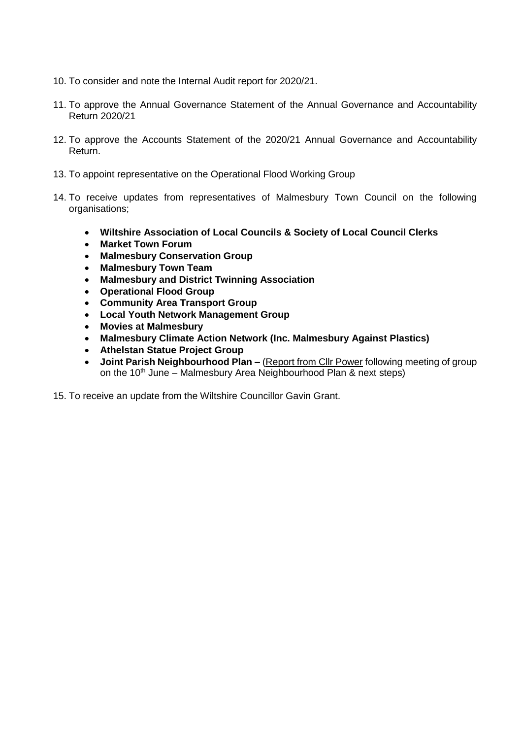10. To consider and note the Internal Audit report for 2020/21.

11. To approve the Annual Governance Statement of the Annual Governance and Accountability Return 2020/21

12. To approve the Accounts Statement of the 2020/21 Annual Governance and Accountability Return.

13. To appoint representative on the Operational Flood Working Group

14. To receive updates from representatives of Malmesbury Town Council on the following organisations;

    - **Wiltshire Association of Local Councils & Society of Local Council Clerks**
    - **Market Town Forum**
    - **Malmesbury Conservation Group**
    - **Malmesbury Town Team**
    - **Malmesbury and District Twinning Association**
    - **Operational Flood Group**
    - **Community Area Transport Group**
    - **Local Youth Network Management Group**
    - **Movies at Malmesbury**
    - **Malmesbury Climate Action Network (Inc. Malmesbury Against Plastics)**
    - **Athelstan Statue Project Group**
    - **Joint Parish Neighbourhood Plan –** (Report from Cllr Power following meeting of group on the 10th June – Malmesbury Area Neighbourhood Plan & next steps)

15. To receive an update from the Wiltshire Councillor Gavin Grant.